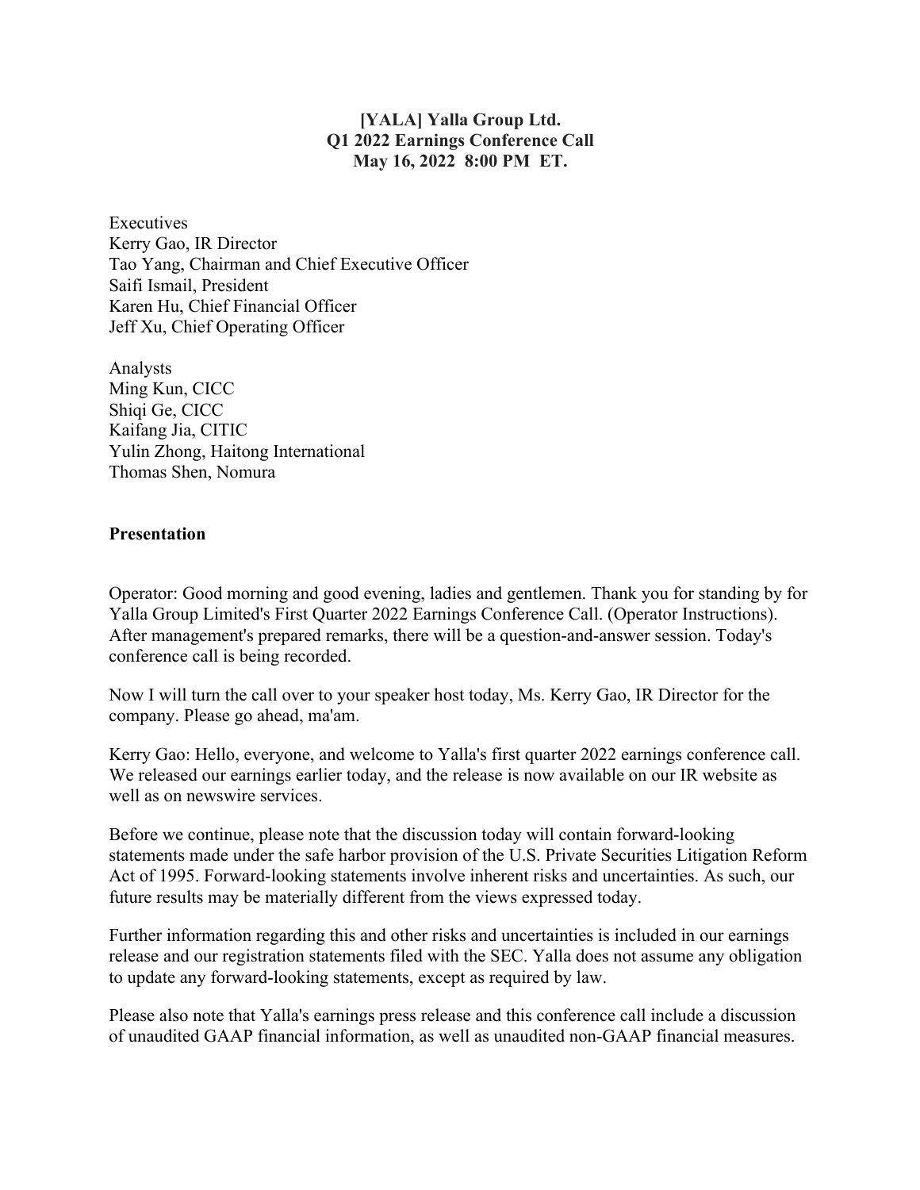**[YALA] Yalla Group Ltd.**
**Q1 2022 Earnings Conference Call**
**May 16, 2022 8:00 PM ET.**

Executives
Kerry Gao, IR Director
Tao Yang, Chairman and Chief Executive Officer
Saifi Ismail, President
Karen Hu, Chief Financial Officer
Jeff Xu, Chief Operating Officer

Analysts
Ming Kun, CICC
Shiqi Ge, CICC
Kaifang Jia, CITIC
Yulin Zhong, Haitong International
Thomas Shen, Nomura

## Presentation

Operator: Good morning and good evening, ladies and gentlemen. Thank you for standing by for Yalla Group Limited's First Quarter 2022 Earnings Conference Call. (Operator Instructions). After management's prepared remarks, there will be a question-and-answer session. Today's conference call is being recorded.

Now I will turn the call over to your speaker host today, Ms. Kerry Gao, IR Director for the company. Please go ahead, ma'am.

Kerry Gao: Hello, everyone, and welcome to Yalla's first quarter 2022 earnings conference call. We released our earnings earlier today, and the release is now available on our IR website as well as on newswire services.

Before we continue, please note that the discussion today will contain forward-looking statements made under the safe harbor provision of the U.S. Private Securities Litigation Reform Act of 1995. Forward-looking statements involve inherent risks and uncertainties. As such, our future results may be materially different from the views expressed today.

Further information regarding this and other risks and uncertainties is included in our earnings release and our registration statements filed with the SEC. Yalla does not assume any obligation to update any forward-looking statements, except as required by law.

Please also note that Yalla's earnings press release and this conference call include a discussion of unaudited GAAP financial information, as well as unaudited non-GAAP financial measures.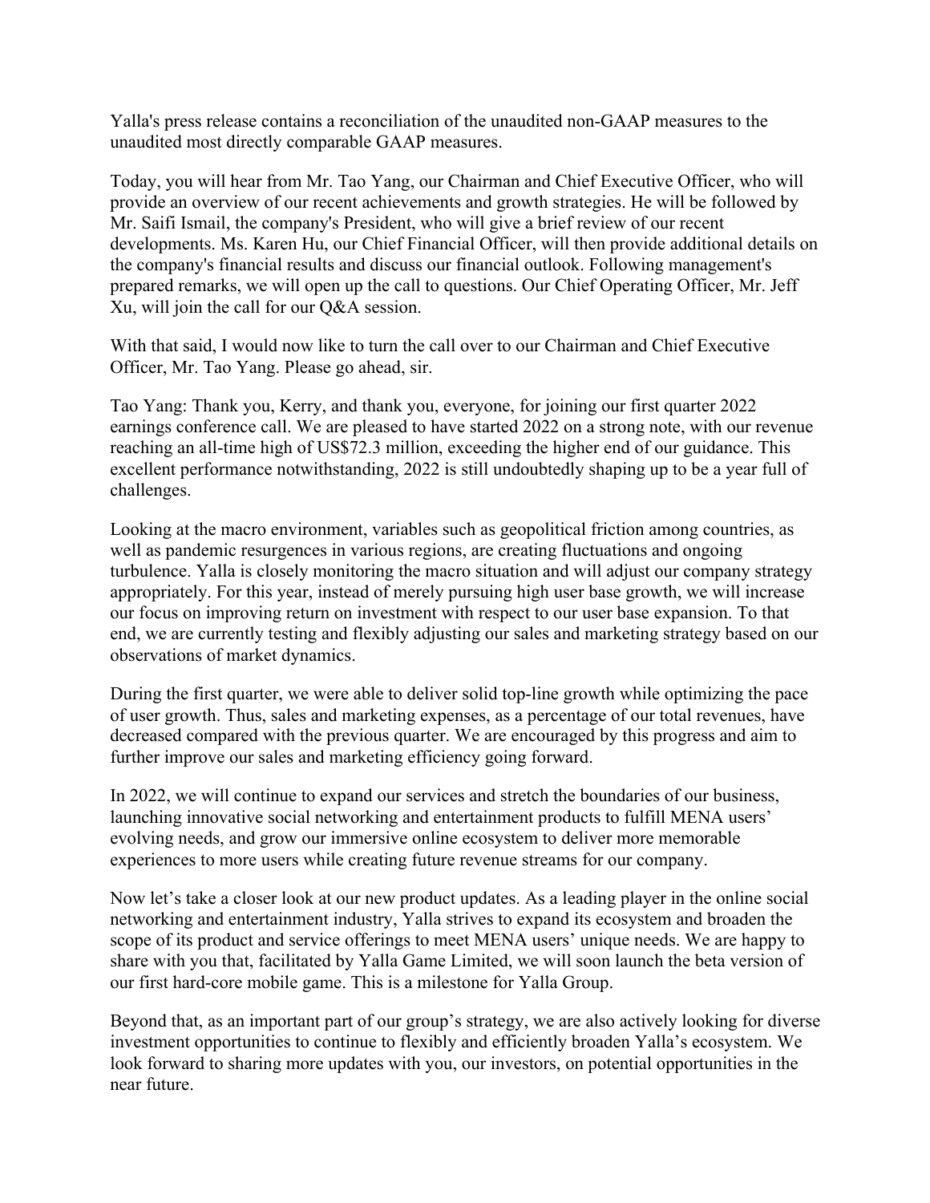Yalla's press release contains a reconciliation of the unaudited non-GAAP measures to the unaudited most directly comparable GAAP measures.

Today, you will hear from Mr. Tao Yang, our Chairman and Chief Executive Officer, who will provide an overview of our recent achievements and growth strategies. He will be followed by Mr. Saifi Ismail, the company's President, who will give a brief review of our recent developments. Ms. Karen Hu, our Chief Financial Officer, will then provide additional details on the company's financial results and discuss our financial outlook. Following management's prepared remarks, we will open up the call to questions. Our Chief Operating Officer, Mr. Jeff Xu, will join the call for our Q&A session.

With that said, I would now like to turn the call over to our Chairman and Chief Executive Officer, Mr. Tao Yang. Please go ahead, sir.

Tao Yang: Thank you, Kerry, and thank you, everyone, for joining our first quarter 2022 earnings conference call. We are pleased to have started 2022 on a strong note, with our revenue reaching an all-time high of US$72.3 million, exceeding the higher end of our guidance. This excellent performance notwithstanding, 2022 is still undoubtedly shaping up to be a year full of challenges.

Looking at the macro environment, variables such as geopolitical friction among countries, as well as pandemic resurgences in various regions, are creating fluctuations and ongoing turbulence. Yalla is closely monitoring the macro situation and will adjust our company strategy appropriately. For this year, instead of merely pursuing high user base growth, we will increase our focus on improving return on investment with respect to our user base expansion. To that end, we are currently testing and flexibly adjusting our sales and marketing strategy based on our observations of market dynamics.

During the first quarter, we were able to deliver solid top-line growth while optimizing the pace of user growth. Thus, sales and marketing expenses, as a percentage of our total revenues, have decreased compared with the previous quarter. We are encouraged by this progress and aim to further improve our sales and marketing efficiency going forward.

In 2022, we will continue to expand our services and stretch the boundaries of our business, launching innovative social networking and entertainment products to fulfill MENA users' evolving needs, and grow our immersive online ecosystem to deliver more memorable experiences to more users while creating future revenue streams for our company.

Now let's take a closer look at our new product updates. As a leading player in the online social networking and entertainment industry, Yalla strives to expand its ecosystem and broaden the scope of its product and service offerings to meet MENA users' unique needs. We are happy to share with you that, facilitated by Yalla Game Limited, we will soon launch the beta version of our first hard-core mobile game. This is a milestone for Yalla Group.

Beyond that, as an important part of our group's strategy, we are also actively looking for diverse investment opportunities to continue to flexibly and efficiently broaden Yalla's ecosystem. We look forward to sharing more updates with you, our investors, on potential opportunities in the near future.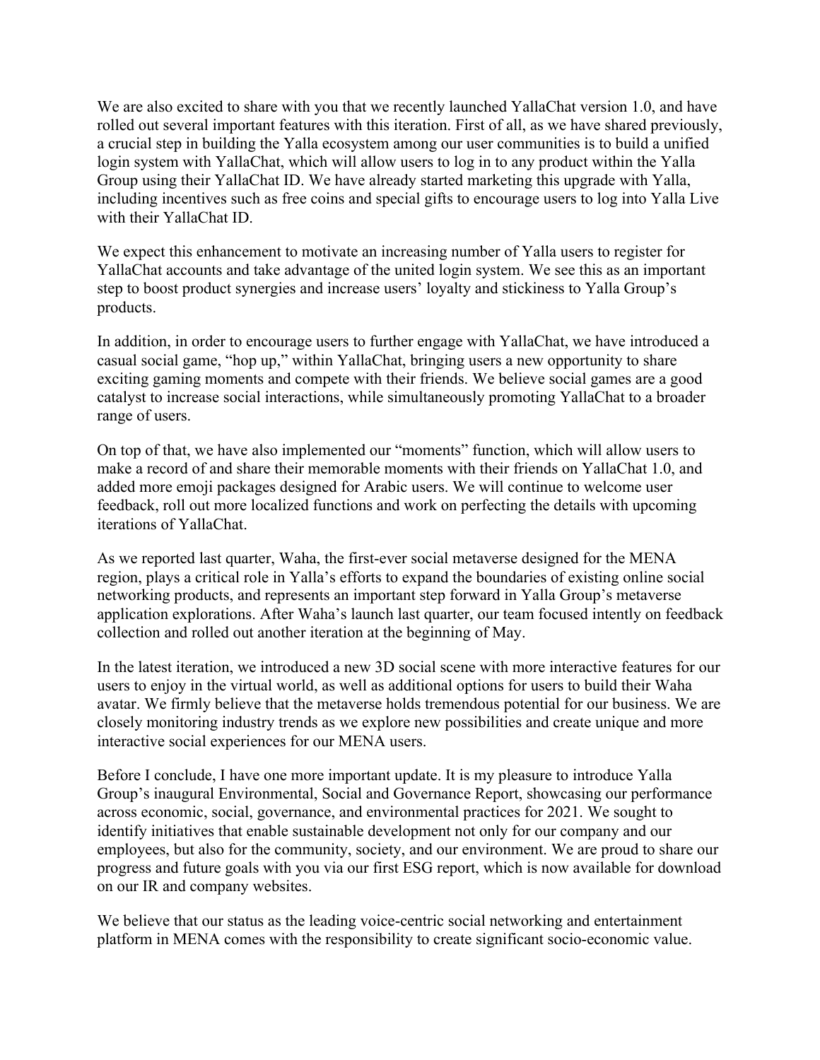We are also excited to share with you that we recently launched YallaChat version 1.0, and have rolled out several important features with this iteration. First of all, as we have shared previously, a crucial step in building the Yalla ecosystem among our user communities is to build a unified login system with YallaChat, which will allow users to log in to any product within the Yalla Group using their YallaChat ID. We have already started marketing this upgrade with Yalla, including incentives such as free coins and special gifts to encourage users to log into Yalla Live with their YallaChat ID.

We expect this enhancement to motivate an increasing number of Yalla users to register for YallaChat accounts and take advantage of the united login system. We see this as an important step to boost product synergies and increase users' loyalty and stickiness to Yalla Group's products.

In addition, in order to encourage users to further engage with YallaChat, we have introduced a casual social game, "hop up," within YallaChat, bringing users a new opportunity to share exciting gaming moments and compete with their friends. We believe social games are a good catalyst to increase social interactions, while simultaneously promoting YallaChat to a broader range of users.

On top of that, we have also implemented our "moments" function, which will allow users to make a record of and share their memorable moments with their friends on YallaChat 1.0, and added more emoji packages designed for Arabic users. We will continue to welcome user feedback, roll out more localized functions and work on perfecting the details with upcoming iterations of YallaChat.

As we reported last quarter, Waha, the first-ever social metaverse designed for the MENA region, plays a critical role in Yalla's efforts to expand the boundaries of existing online social networking products, and represents an important step forward in Yalla Group's metaverse application explorations. After Waha's launch last quarter, our team focused intently on feedback collection and rolled out another iteration at the beginning of May.

In the latest iteration, we introduced a new 3D social scene with more interactive features for our users to enjoy in the virtual world, as well as additional options for users to build their Waha avatar. We firmly believe that the metaverse holds tremendous potential for our business. We are closely monitoring industry trends as we explore new possibilities and create unique and more interactive social experiences for our MENA users.

Before I conclude, I have one more important update. It is my pleasure to introduce Yalla Group's inaugural Environmental, Social and Governance Report, showcasing our performance across economic, social, governance, and environmental practices for 2021. We sought to identify initiatives that enable sustainable development not only for our company and our employees, but also for the community, society, and our environment. We are proud to share our progress and future goals with you via our first ESG report, which is now available for download on our IR and company websites.

We believe that our status as the leading voice-centric social networking and entertainment platform in MENA comes with the responsibility to create significant socio-economic value.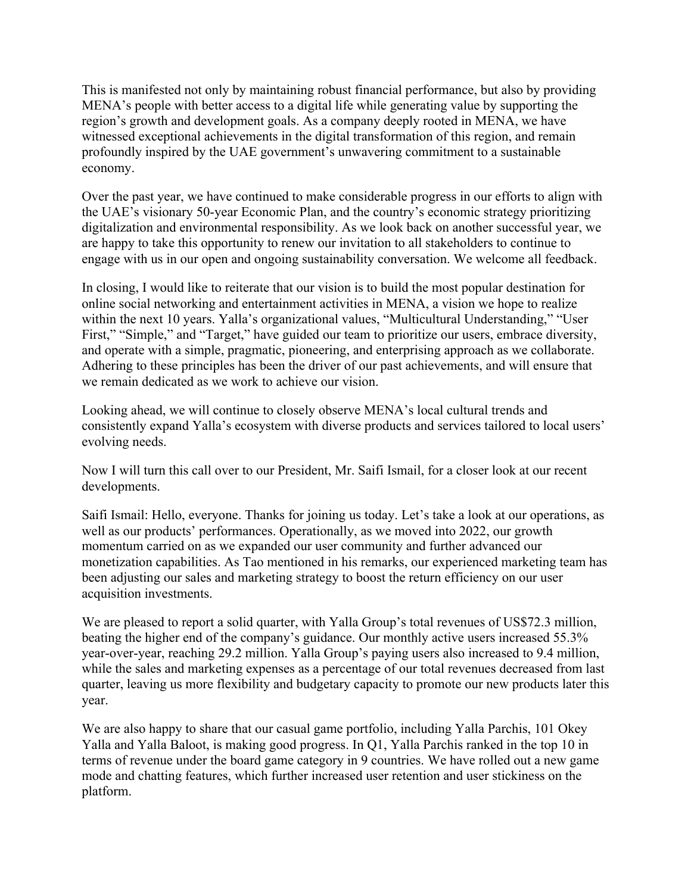This is manifested not only by maintaining robust financial performance, but also by providing MENA's people with better access to a digital life while generating value by supporting the region's growth and development goals. As a company deeply rooted in MENA, we have witnessed exceptional achievements in the digital transformation of this region, and remain profoundly inspired by the UAE government's unwavering commitment to a sustainable economy.

Over the past year, we have continued to make considerable progress in our efforts to align with the UAE's visionary 50-year Economic Plan, and the country's economic strategy prioritizing digitalization and environmental responsibility. As we look back on another successful year, we are happy to take this opportunity to renew our invitation to all stakeholders to continue to engage with us in our open and ongoing sustainability conversation. We welcome all feedback.

In closing, I would like to reiterate that our vision is to build the most popular destination for online social networking and entertainment activities in MENA, a vision we hope to realize within the next 10 years. Yalla's organizational values, "Multicultural Understanding," "User First," "Simple," and "Target," have guided our team to prioritize our users, embrace diversity, and operate with a simple, pragmatic, pioneering, and enterprising approach as we collaborate. Adhering to these principles has been the driver of our past achievements, and will ensure that we remain dedicated as we work to achieve our vision.

Looking ahead, we will continue to closely observe MENA's local cultural trends and consistently expand Yalla's ecosystem with diverse products and services tailored to local users' evolving needs.

Now I will turn this call over to our President, Mr. Saifi Ismail, for a closer look at our recent developments.

Saifi Ismail: Hello, everyone. Thanks for joining us today. Let's take a look at our operations, as well as our products' performances. Operationally, as we moved into 2022, our growth momentum carried on as we expanded our user community and further advanced our monetization capabilities. As Tao mentioned in his remarks, our experienced marketing team has been adjusting our sales and marketing strategy to boost the return efficiency on our user acquisition investments.

We are pleased to report a solid quarter, with Yalla Group's total revenues of US$72.3 million, beating the higher end of the company's guidance. Our monthly active users increased 55.3% year-over-year, reaching 29.2 million. Yalla Group's paying users also increased to 9.4 million, while the sales and marketing expenses as a percentage of our total revenues decreased from last quarter, leaving us more flexibility and budgetary capacity to promote our new products later this year.

We are also happy to share that our casual game portfolio, including Yalla Parchis, 101 Okey Yalla and Yalla Baloot, is making good progress. In Q1, Yalla Parchis ranked in the top 10 in terms of revenue under the board game category in 9 countries. We have rolled out a new game mode and chatting features, which further increased user retention and user stickiness on the platform.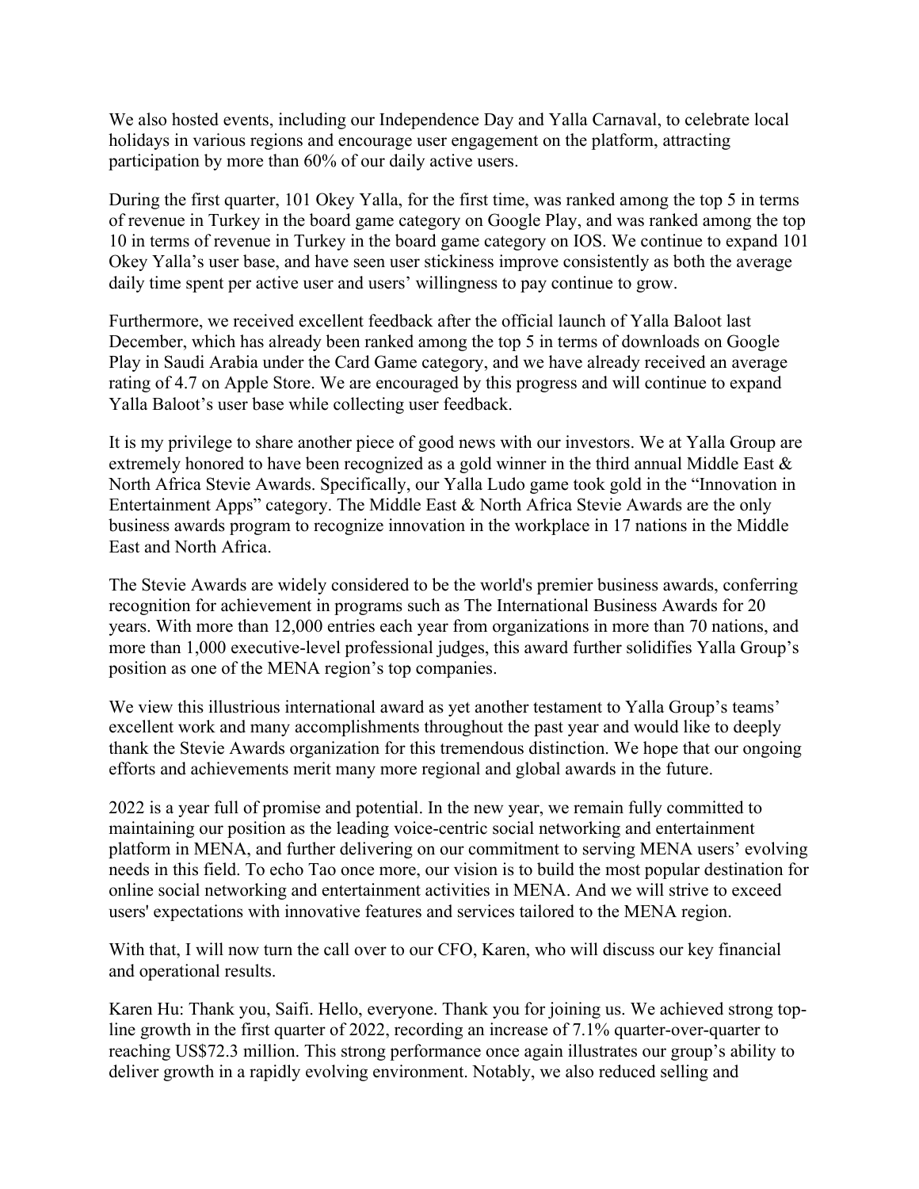We also hosted events, including our Independence Day and Yalla Carnaval, to celebrate local holidays in various regions and encourage user engagement on the platform, attracting participation by more than 60% of our daily active users.

During the first quarter, 101 Okey Yalla, for the first time, was ranked among the top 5 in terms of revenue in Turkey in the board game category on Google Play, and was ranked among the top 10 in terms of revenue in Turkey in the board game category on IOS. We continue to expand 101 Okey Yalla's user base, and have seen user stickiness improve consistently as both the average daily time spent per active user and users' willingness to pay continue to grow.

Furthermore, we received excellent feedback after the official launch of Yalla Baloot last December, which has already been ranked among the top 5 in terms of downloads on Google Play in Saudi Arabia under the Card Game category, and we have already received an average rating of 4.7 on Apple Store. We are encouraged by this progress and will continue to expand Yalla Baloot's user base while collecting user feedback.

It is my privilege to share another piece of good news with our investors. We at Yalla Group are extremely honored to have been recognized as a gold winner in the third annual Middle East & North Africa Stevie Awards. Specifically, our Yalla Ludo game took gold in the "Innovation in Entertainment Apps" category. The Middle East & North Africa Stevie Awards are the only business awards program to recognize innovation in the workplace in 17 nations in the Middle East and North Africa.

The Stevie Awards are widely considered to be the world's premier business awards, conferring recognition for achievement in programs such as The International Business Awards for 20 years. With more than 12,000 entries each year from organizations in more than 70 nations, and more than 1,000 executive-level professional judges, this award further solidifies Yalla Group's position as one of the MENA region's top companies.

We view this illustrious international award as yet another testament to Yalla Group's teams' excellent work and many accomplishments throughout the past year and would like to deeply thank the Stevie Awards organization for this tremendous distinction. We hope that our ongoing efforts and achievements merit many more regional and global awards in the future.

2022 is a year full of promise and potential. In the new year, we remain fully committed to maintaining our position as the leading voice-centric social networking and entertainment platform in MENA, and further delivering on our commitment to serving MENA users' evolving needs in this field. To echo Tao once more, our vision is to build the most popular destination for online social networking and entertainment activities in MENA. And we will strive to exceed users' expectations with innovative features and services tailored to the MENA region.

With that, I will now turn the call over to our CFO, Karen, who will discuss our key financial and operational results.

Karen Hu: Thank you, Saifi. Hello, everyone. Thank you for joining us. We achieved strong top-line growth in the first quarter of 2022, recording an increase of 7.1% quarter-over-quarter to reaching US$72.3 million. This strong performance once again illustrates our group's ability to deliver growth in a rapidly evolving environment. Notably, we also reduced selling and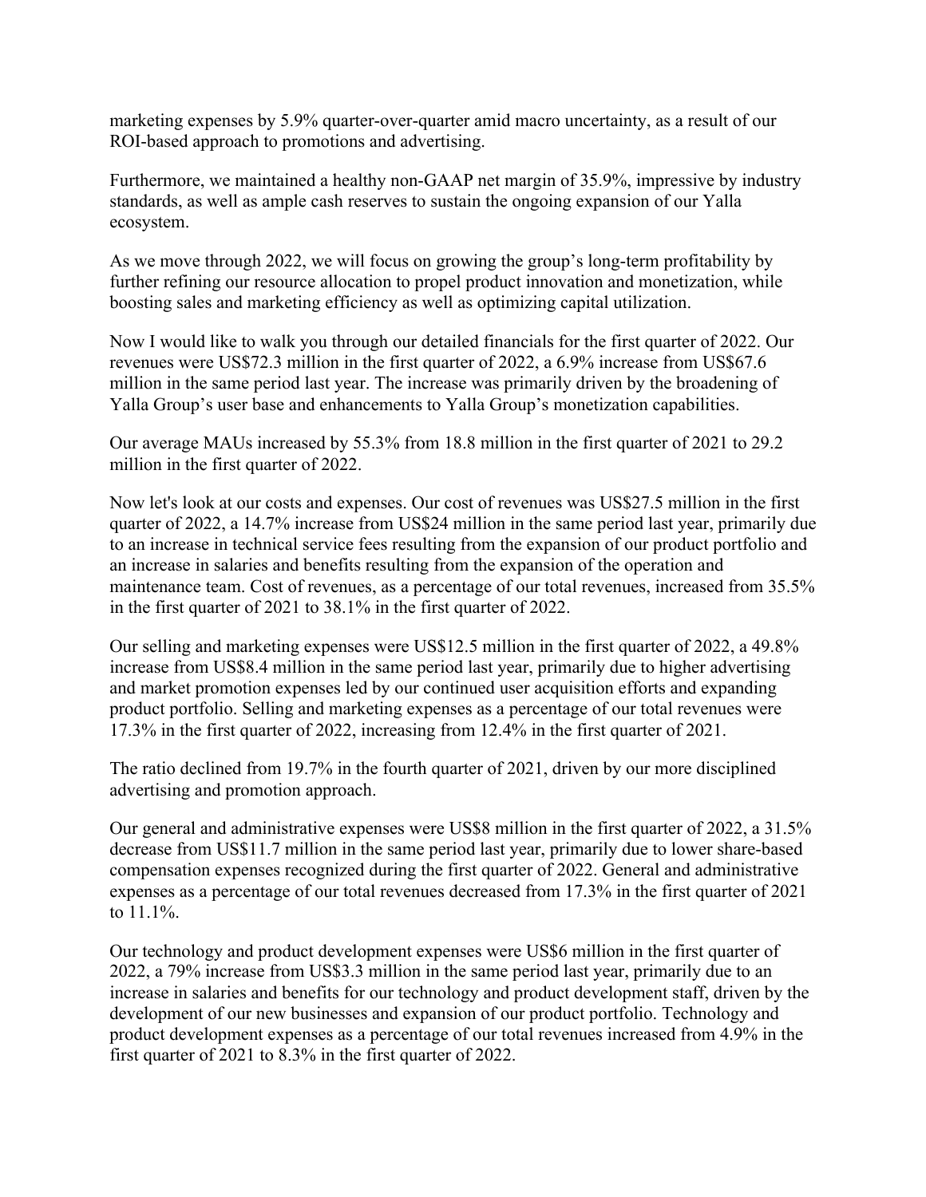marketing expenses by 5.9% quarter-over-quarter amid macro uncertainty, as a result of our ROI-based approach to promotions and advertising.

Furthermore, we maintained a healthy non-GAAP net margin of 35.9%, impressive by industry standards, as well as ample cash reserves to sustain the ongoing expansion of our Yalla ecosystem.

As we move through 2022, we will focus on growing the group's long-term profitability by further refining our resource allocation to propel product innovation and monetization, while boosting sales and marketing efficiency as well as optimizing capital utilization.

Now I would like to walk you through our detailed financials for the first quarter of 2022. Our revenues were US$72.3 million in the first quarter of 2022, a 6.9% increase from US$67.6 million in the same period last year. The increase was primarily driven by the broadening of Yalla Group's user base and enhancements to Yalla Group's monetization capabilities.

Our average MAUs increased by 55.3% from 18.8 million in the first quarter of 2021 to 29.2 million in the first quarter of 2022.

Now let's look at our costs and expenses. Our cost of revenues was US$27.5 million in the first quarter of 2022, a 14.7% increase from US$24 million in the same period last year, primarily due to an increase in technical service fees resulting from the expansion of our product portfolio and an increase in salaries and benefits resulting from the expansion of the operation and maintenance team. Cost of revenues, as a percentage of our total revenues, increased from 35.5% in the first quarter of 2021 to 38.1% in the first quarter of 2022.

Our selling and marketing expenses were US$12.5 million in the first quarter of 2022, a 49.8% increase from US$8.4 million in the same period last year, primarily due to higher advertising and market promotion expenses led by our continued user acquisition efforts and expanding product portfolio. Selling and marketing expenses as a percentage of our total revenues were 17.3% in the first quarter of 2022, increasing from 12.4% in the first quarter of 2021.

The ratio declined from 19.7% in the fourth quarter of 2021, driven by our more disciplined advertising and promotion approach.

Our general and administrative expenses were US$8 million in the first quarter of 2022, a 31.5% decrease from US$11.7 million in the same period last year, primarily due to lower share-based compensation expenses recognized during the first quarter of 2022. General and administrative expenses as a percentage of our total revenues decreased from 17.3% in the first quarter of 2021 to 11.1%.

Our technology and product development expenses were US$6 million in the first quarter of 2022, a 79% increase from US$3.3 million in the same period last year, primarily due to an increase in salaries and benefits for our technology and product development staff, driven by the development of our new businesses and expansion of our product portfolio. Technology and product development expenses as a percentage of our total revenues increased from 4.9% in the first quarter of 2021 to 8.3% in the first quarter of 2022.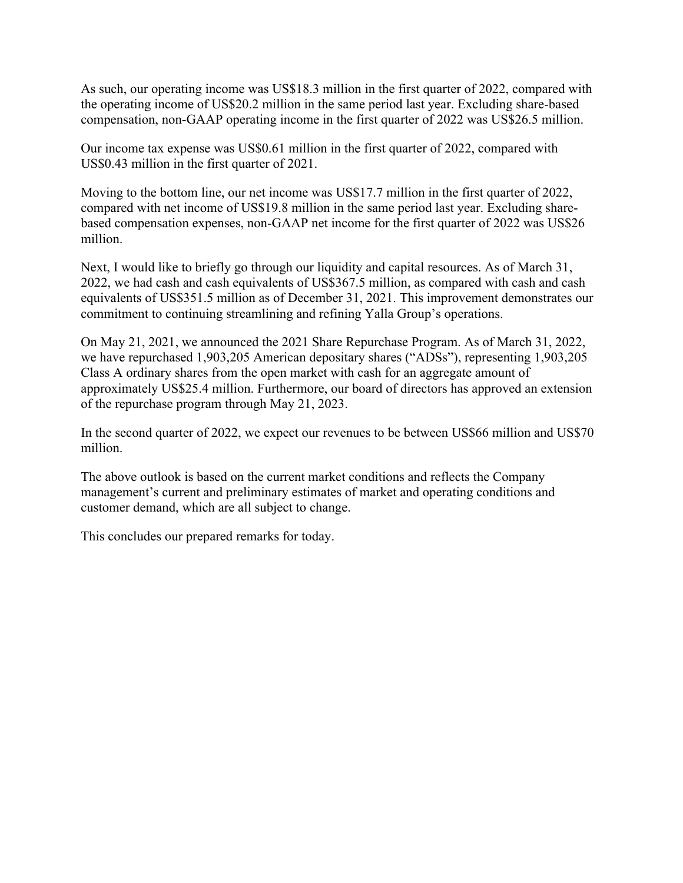As such, our operating income was US$18.3 million in the first quarter of 2022, compared with the operating income of US$20.2 million in the same period last year. Excluding share-based compensation, non-GAAP operating income in the first quarter of 2022 was US$26.5 million.

Our income tax expense was US$0.61 million in the first quarter of 2022, compared with US$0.43 million in the first quarter of 2021.

Moving to the bottom line, our net income was US$17.7 million in the first quarter of 2022, compared with net income of US$19.8 million in the same period last year. Excluding share-based compensation expenses, non-GAAP net income for the first quarter of 2022 was US$26 million.

Next, I would like to briefly go through our liquidity and capital resources. As of March 31, 2022, we had cash and cash equivalents of US$367.5 million, as compared with cash and cash equivalents of US$351.5 million as of December 31, 2021. This improvement demonstrates our commitment to continuing streamlining and refining Yalla Group's operations.

On May 21, 2021, we announced the 2021 Share Repurchase Program. As of March 31, 2022, we have repurchased 1,903,205 American depositary shares ("ADSs"), representing 1,903,205 Class A ordinary shares from the open market with cash for an aggregate amount of approximately US$25.4 million. Furthermore, our board of directors has approved an extension of the repurchase program through May 21, 2023.

In the second quarter of 2022, we expect our revenues to be between US$66 million and US$70 million.

The above outlook is based on the current market conditions and reflects the Company management's current and preliminary estimates of market and operating conditions and customer demand, which are all subject to change.

This concludes our prepared remarks for today.